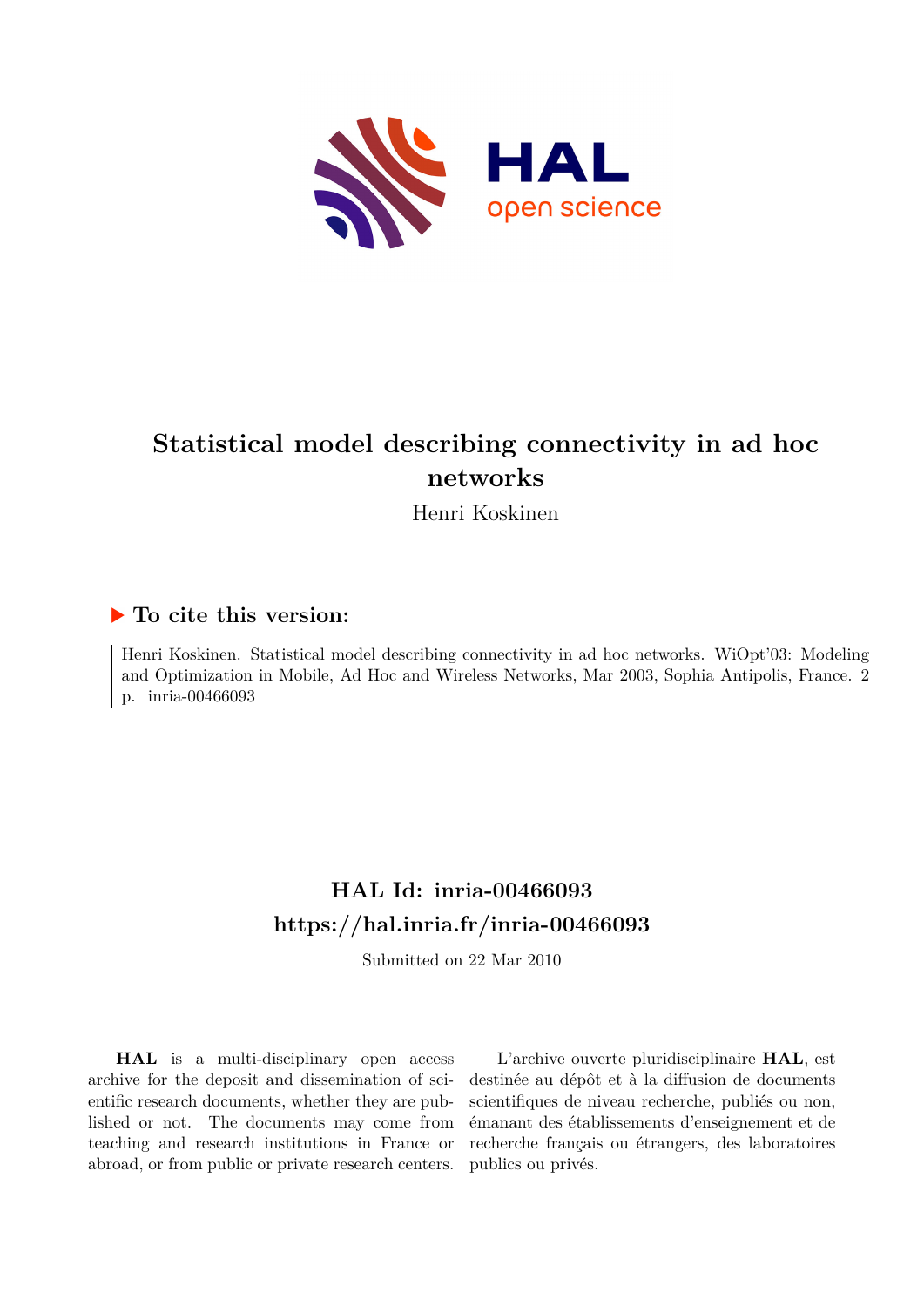# Statistical model describing connectivity in ad hoc networks

Henri Koskinen

## ▶ To cite this version:

Henri Koskinen. Statistical model describing connectivity in ad hoc networks. WiOpt'03: Modeling and Optimization in Mobile, Ad Hoc and Wireless Networks, Mar 2003, Sophia Antipolis, France. 2 p. inria-00466093

## HAL Id: inria-00466093
## https://hal.inria.fr/inria-00466093

Submitted on 22 Mar 2010

**HAL** is a multi-disciplinary open access archive for the deposit and dissemination of scientific research documents, whether they are published or not. The documents may come from teaching and research institutions in France or abroad, or from public or private research centers.

L'archive ouverte pluridisciplinaire **HAL**, est destinée au dépôt et à la diffusion de documents scientifiques de niveau recherche, publiés ou non, émanant des établissements d'enseignement et de recherche français ou étrangers, des laboratoires publics ou privés.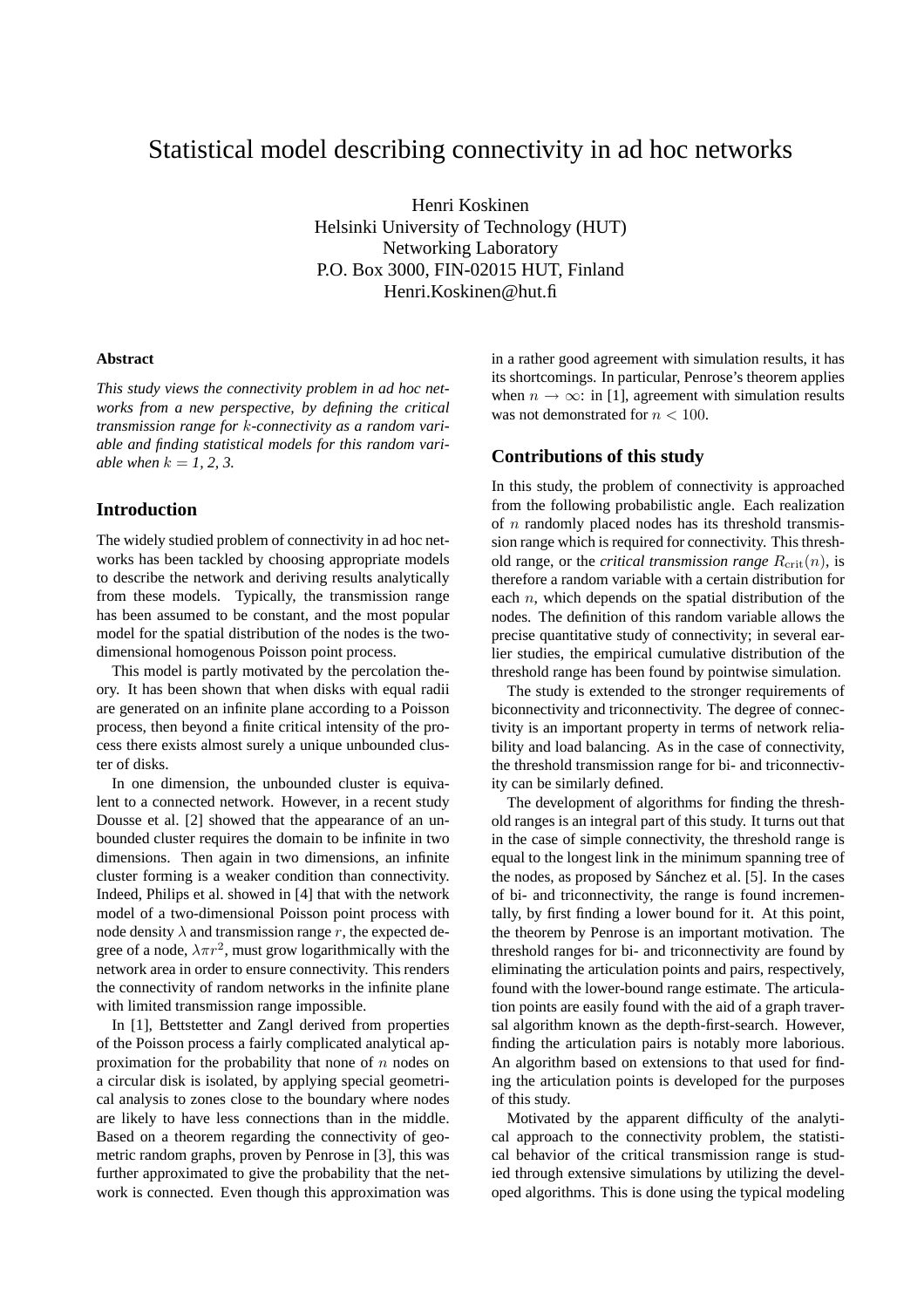# Statistical model describing connectivity in ad hoc networks

Henri Koskinen
Helsinki University of Technology (HUT)
Networking Laboratory
P.O. Box 3000, FIN-02015 HUT, Finland
Henri.Koskinen@hut.fi

### Abstract

*This study views the connectivity problem in ad hoc networks from a new perspective, by defining the critical transmission range for $k$-connectivity as a random variable and finding statistical models for this random variable when $k$ = 1, 2, 3.*

## Introduction

The widely studied problem of connectivity in ad hoc networks has been tackled by choosing appropriate models to describe the network and deriving results analytically from these models. Typically, the transmission range has been assumed to be constant, and the most popular model for the spatial distribution of the nodes is the two-dimensional homogenous Poisson point process.

This model is partly motivated by the percolation theory. It has been shown that when disks with equal radii are generated on an infinite plane according to a Poisson process, then beyond a finite critical intensity of the process there exists almost surely a unique unbounded cluster of disks.

In one dimension, the unbounded cluster is equivalent to a connected network. However, in a recent study Dousse et al. [2] showed that the appearance of an unbounded cluster requires the domain to be infinite in two dimensions. Then again in two dimensions, an infinite cluster forming is a weaker condition than connectivity. Indeed, Philips et al. showed in [4] that with the network model of a two-dimensional Poisson point process with node density $\lambda$ and transmission range $r$, the expected degree of a node, $\lambda\pi r^2$, must grow logarithmically with the network area in order to ensure connectivity. This renders the connectivity of random networks in the infinite plane with limited transmission range impossible.

In [1], Bettstetter and Zangl derived from properties of the Poisson process a fairly complicated analytical approximation for the probability that none of $n$ nodes on a circular disk is isolated, by applying special geometrical analysis to zones close to the boundary where nodes are likely to have less connections than in the middle. Based on a theorem regarding the connectivity of geometric random graphs, proven by Penrose in [3], this was further approximated to give the probability that the network is connected. Even though this approximation was in a rather good agreement with simulation results, it has its shortcomings. In particular, Penrose's theorem applies when $n \to \infty$: in [1], agreement with simulation results was not demonstrated for $n < 100$.

## Contributions of this study

In this study, the problem of connectivity is approached from the following probabilistic angle. Each realization of $n$ randomly placed nodes has its threshold transmission range which is required for connectivity. This threshold range, or the *critical transmission range* $R_{\text{crit}}(n)$, is therefore a random variable with a certain distribution for each $n$, which depends on the spatial distribution of the nodes. The definition of this random variable allows the precise quantitative study of connectivity; in several earlier studies, the empirical cumulative distribution of the threshold range has been found by pointwise simulation.

The study is extended to the stronger requirements of biconnectivity and triconnectivity. The degree of connectivity is an important property in terms of network reliability and load balancing. As in the case of connectivity, the threshold transmission range for bi- and triconnectivity can be similarly defined.

The development of algorithms for finding the threshold ranges is an integral part of this study. It turns out that in the case of simple connectivity, the threshold range is equal to the longest link in the minimum spanning tree of the nodes, as proposed by Sánchez et al. [5]. In the cases of bi- and triconnectivity, the range is found incrementally, by first finding a lower bound for it. At this point, the theorem by Penrose is an important motivation. The threshold ranges for bi- and triconnectivity are found by eliminating the articulation points and pairs, respectively, found with the lower-bound range estimate. The articulation points are easily found with the aid of a graph traversal algorithm known as the depth-first-search. However, finding the articulation pairs is notably more laborious. An algorithm based on extensions to that used for finding the articulation points is developed for the purposes of this study.

Motivated by the apparent difficulty of the analytical approach to the connectivity problem, the statistical behavior of the critical transmission range is studied through extensive simulations by utilizing the developed algorithms. This is done using the typical modeling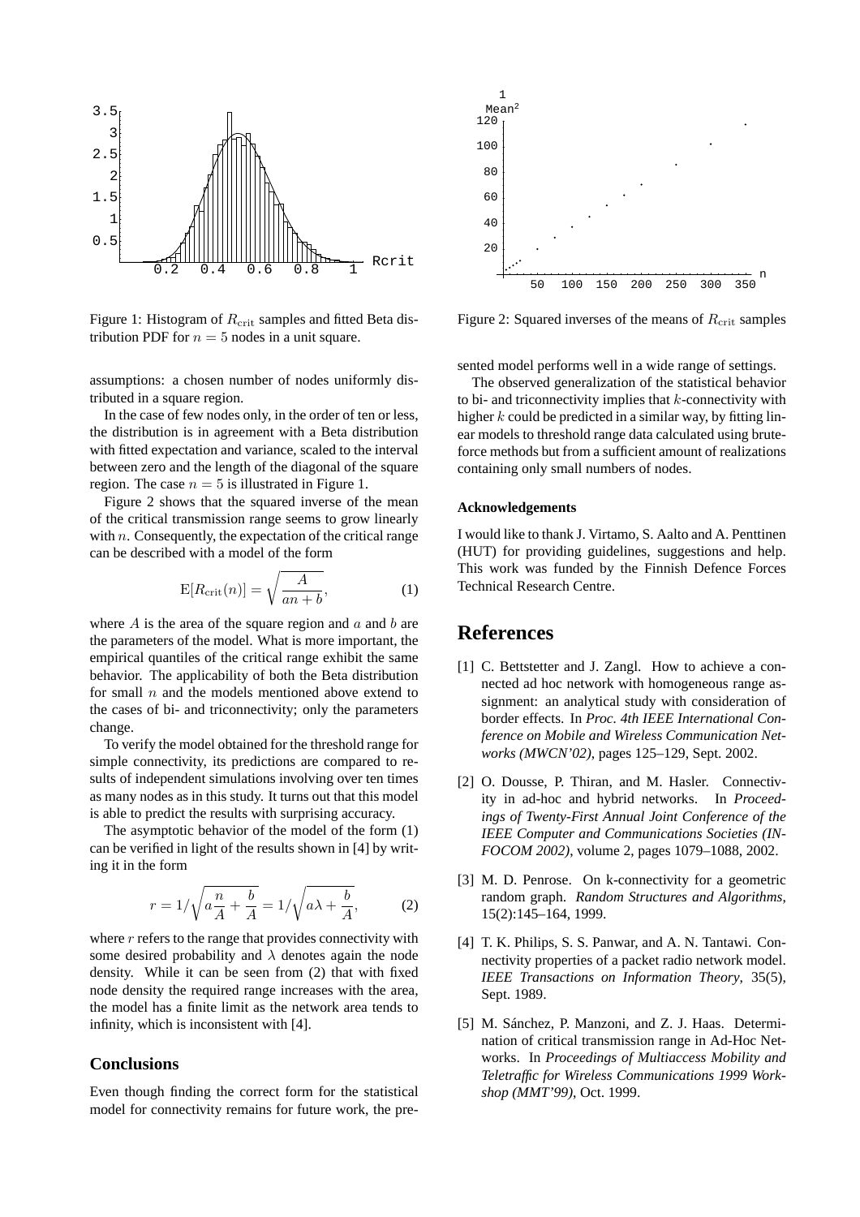3.5
3
2.5
2
1.5
1
0.5
0.2 0.4 0.6 0.8 1 Rcrit

Figure 1: Histogram of $R_{\rm crit}$ samples and fitted Beta distribution PDF for $n = 5$ nodes in a unit square.

1
Mean²
120
100
80
60
40
20
50 100 150 200 250 300 350 n

Figure 2: Squared inverses of the means of $R_{\rm crit}$ samples

assumptions: a chosen number of nodes uniformly distributed in a square region.

In the case of few nodes only, in the order of ten or less, the distribution is in agreement with a Beta distribution with fitted expectation and variance, scaled to the interval between zero and the length of the diagonal of the square region. The case $n = 5$ is illustrated in Figure 1.

Figure 2 shows that the squared inverse of the mean of the critical transmission range seems to grow linearly with $n$. Consequently, the expectation of the critical range can be described with a model of the form

$$\mathrm{E}[R_{\rm crit}(n)] = \sqrt{\frac{A}{an + b}}, \tag{1}$$

where $A$ is the area of the square region and $a$ and $b$ are the parameters of the model. What is more important, the empirical quantiles of the critical range exhibit the same behavior. The applicability of both the Beta distribution for small $n$ and the models mentioned above extend to the cases of bi- and triconnectivity; only the parameters change.

To verify the model obtained for the threshold range for simple connectivity, its predictions are compared to results of independent simulations involving over ten times as many nodes as in this study. It turns out that this model is able to predict the results with surprising accuracy.

The asymptotic behavior of the model of the form (1) can be verified in light of the results shown in [4] by writing it in the form

$$r = 1/\sqrt{a\frac{n}{A} + \frac{b}{A}} = 1/\sqrt{a\lambda + \frac{b}{A}}, \tag{2}$$

where $r$ refers to the range that provides connectivity with some desired probability and $\lambda$ denotes again the node density. While it can be seen from (2) that with fixed node density the required range increases with the area, the model has a finite limit as the network area tends to infinity, which is inconsistent with [4].

## Conclusions

Even though finding the correct form for the statistical model for connectivity remains for future work, the presented model performs well in a wide range of settings.

The observed generalization of the statistical behavior to bi- and triconnectivity implies that $k$-connectivity with higher $k$ could be predicted in a similar way, by fitting linear models to threshold range data calculated using brute-force methods but from a sufficient amount of realizations containing only small numbers of nodes.

### Acknowledgements

I would like to thank J. Virtamo, S. Aalto and A. Penttinen (HUT) for providing guidelines, suggestions and help. This work was funded by the Finnish Defence Forces Technical Research Centre.

## References

[1] C. Bettstetter and J. Zangl. How to achieve a connected ad hoc network with homogeneous range assignment: an analytical study with consideration of border effects. In *Proc. 4th IEEE International Conference on Mobile and Wireless Communication Networks (MWCN'02)*, pages 125–129, Sept. 2002.

[2] O. Dousse, P. Thiran, and M. Hasler. Connectivity in ad-hoc and hybrid networks. In *Proceedings of Twenty-First Annual Joint Conference of the IEEE Computer and Communications Societies (INFOCOM 2002)*, volume 2, pages 1079–1088, 2002.

[3] M. D. Penrose. On k-connectivity for a geometric random graph. *Random Structures and Algorithms*, 15(2):145–164, 1999.

[4] T. K. Philips, S. S. Panwar, and A. N. Tantawi. Connectivity properties of a packet radio network model. *IEEE Transactions on Information Theory*, 35(5), Sept. 1989.

[5] M. Sánchez, P. Manzoni, and Z. J. Haas. Determination of critical transmission range in Ad-Hoc Networks. In *Proceedings of Multiaccess Mobility and Teletraffic for Wireless Communications 1999 Workshop (MMT'99)*, Oct. 1999.